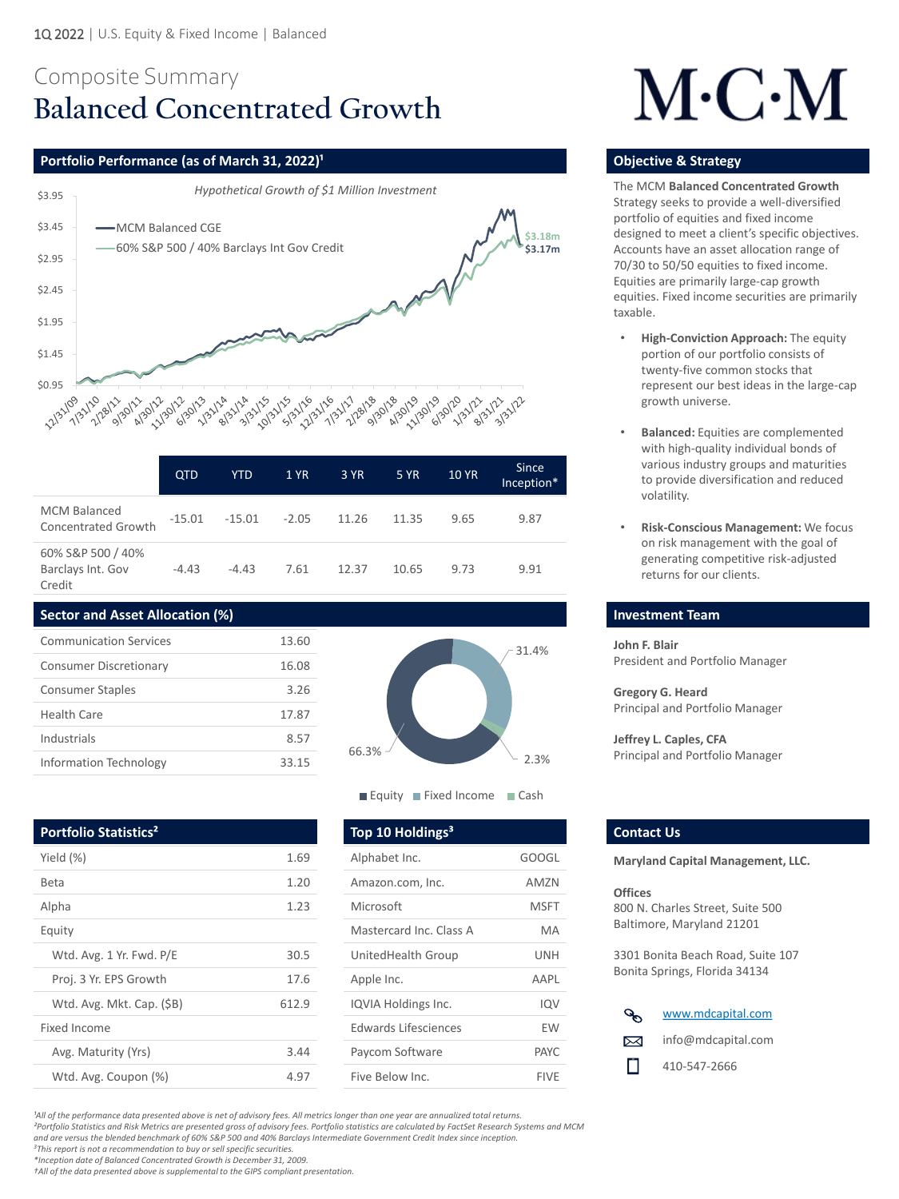1Q 2022 | U.S. Equity & Fixed Income | Balanced

# Composite Summary
# Balanced Concentrated Growth

M·C·M

## Portfolio Performance (as of March 31, 2022)[1]

*Hypothetical Growth of $1 Million Investment*

MCM Balanced CGE — $3.18m
60% S&P 500 / 40% Barclays Int Gov Credit — $3.17m

| | QTD | YTD | 1 YR | 3 YR | 5 YR | 10 YR | Since Inception* |
|---|---|---|---|---|---|---|---|
| MCM Balanced Concentrated Growth | -15.01 | -15.01 | -2.05 | 11.26 | 11.35 | 9.65 | 9.87 |
| 60% S&P 500 / 40% Barclays Int. Gov Credit | -4.43 | -4.43 | 7.61 | 12.37 | 10.65 | 9.73 | 9.91 |

## Sector and Asset Allocation (%)

| Sector | % |
|---|---|
| Communication Services | 13.60 |
| Consumer Discretionary | 16.08 |
| Consumer Staples | 3.26 |
| Health Care | 17.87 |
| Industrials | 8.57 |
| Information Technology | 33.15 |

| Asset | % |
|---|---|
| Equity | 66.3% |
| Fixed Income | 31.4% |
| Cash | 2.3% |

## Portfolio Statistics[2]

| | |
|---|---|
| Yield (%) | 1.69 |
| Beta | 1.20 |
| Alpha | 1.23 |
| Equity | |
| Wtd. Avg. 1 Yr. Fwd. P/E | 30.5 |
| Proj. 3 Yr. EPS Growth | 17.6 |
| Wtd. Avg. Mkt. Cap. ($B) | 612.9 |
| Fixed Income | |
| Avg. Maturity (Yrs) | 3.44 |
| Wtd. Avg. Coupon (%) | 4.97 |

## Top 10 Holdings[3]

| | |
|---|---|
| Alphabet Inc. | GOOGL |
| Amazon.com, Inc. | AMZN |
| Microsoft | MSFT |
| Mastercard Inc. Class A | MA |
| UnitedHealth Group | UNH |
| Apple Inc. | AAPL |
| IQVIA Holdings Inc. | IQV |
| Edwards Lifesciences | EW |
| Paycom Software | PAYC |
| Five Below Inc. | FIVE |

## Objective & Strategy

The MCM **Balanced Concentrated Growth** Strategy seeks to provide a well-diversified portfolio of equities and fixed income designed to meet a client's specific objectives. Accounts have an asset allocation range of 70/30 to 50/50 equities to fixed income. Equities are primarily large-cap growth equities. Fixed income securities are primarily taxable.

- **High-Conviction Approach:** The equity portion of our portfolio consists of twenty-five common stocks that represent our best ideas in the large-cap growth universe.
- **Balanced:** Equities are complemented with high-quality individual bonds of various industry groups and maturities to provide diversification and reduced volatility.
- **Risk-Conscious Management:** We focus on risk management with the goal of generating competitive risk-adjusted returns for our clients.

## Investment Team

**John F. Blair**
President and Portfolio Manager

**Gregory G. Heard**
Principal and Portfolio Manager

**Jeffrey L. Caples, CFA**
Principal and Portfolio Manager

## Contact Us

**Maryland Capital Management, LLC.**

**Offices**
800 N. Charles Street, Suite 500
Baltimore, Maryland 21201

3301 Bonita Beach Road, Suite 107
Bonita Springs, Florida 34134

www.mdcapital.com
info@mdcapital.com
410-547-2666

*[1]All of the performance data presented above is net of advisory fees. All metrics longer than one year are annualized total returns.*
*[2]Portfolio Statistics and Risk Metrics are presented gross of advisory fees. Portfolio statistics are calculated by FactSet Research Systems and MCM and are versus the blended benchmark of 60% S&P 500 and 40% Barclays Intermediate Government Credit Index since inception.*
*[3]This report is not a recommendation to buy or sell specific securities.*
*\*Inception date of Balanced Concentrated Growth is December 31, 2009.*
*†All of the data presented above is supplemental to the GIPS compliant presentation.*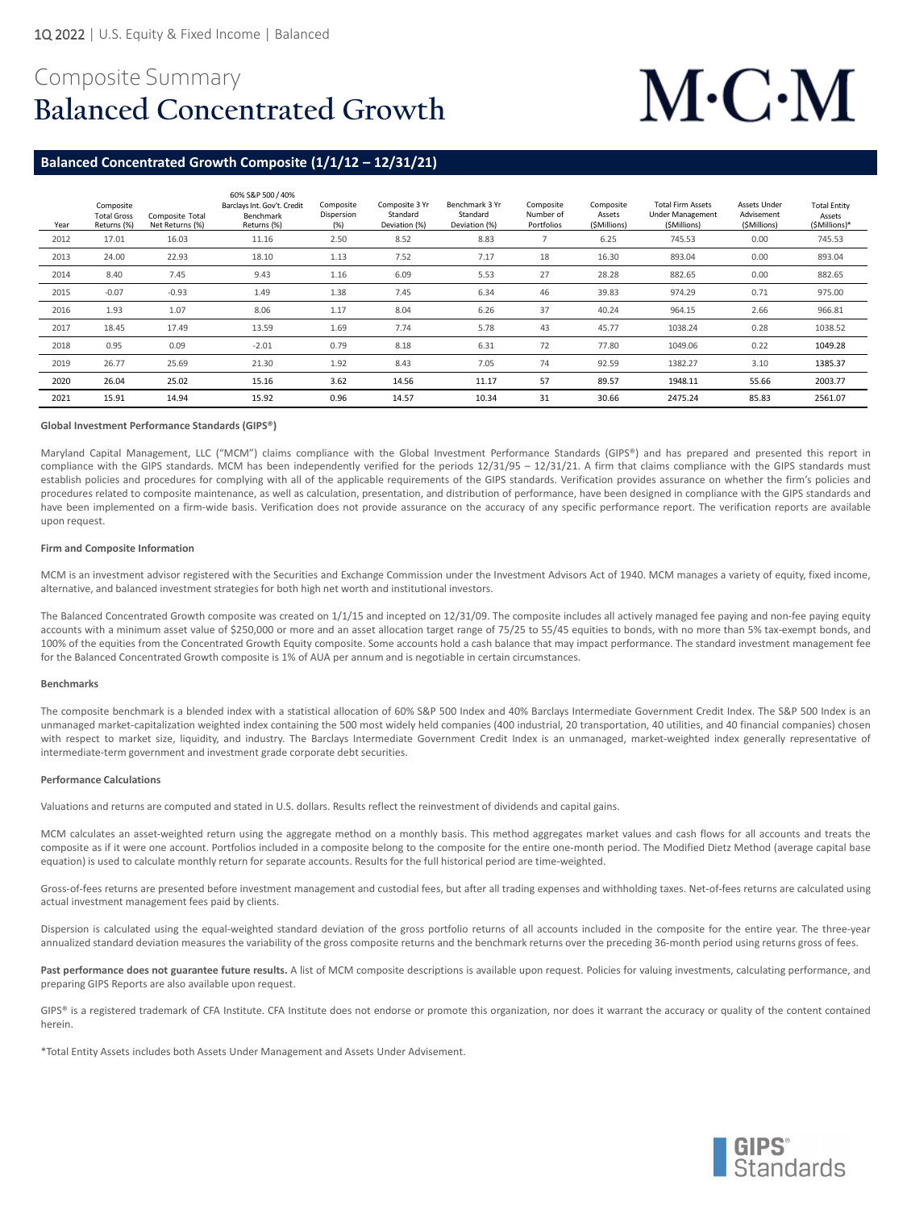# Composite Summary
# Balanced Concentrated Growth

M·C·M

## Balanced Concentrated Growth Composite (1/1/12 – 12/31/21)

| Year | Composite Total Gross Returns (%) | Composite Total Net Returns (%) | 60% S&P 500 / 40% Barclays Int. Gov't. Credit Benchmark Returns (%) | Composite Dispersion (%) | Composite 3 Yr Standard Deviation (%) | Benchmark 3 Yr Standard Deviation (%) | Composite Number of Portfolios | Composite Assets ($Millions) | Total Firm Assets Under Management ($Millions) | Assets Under Advisement ($Millions) | Total Entity Assets ($Millions)* |
|---|---|---|---|---|---|---|---|---|---|---|---|
| 2012 | 17.01 | 16.03 | 11.16 | 2.50 | 8.52 | 8.83 | 7 | 6.25 | 745.53 | 0.00 | 745.53 |
| 2013 | 24.00 | 22.93 | 18.10 | 1.13 | 7.52 | 7.17 | 18 | 16.30 | 893.04 | 0.00 | 893.04 |
| 2014 | 8.40 | 7.45 | 9.43 | 1.16 | 6.09 | 5.53 | 27 | 28.28 | 882.65 | 0.00 | 882.65 |
| 2015 | -0.07 | -0.93 | 1.49 | 1.38 | 7.45 | 6.34 | 46 | 39.83 | 974.29 | 0.71 | 975.00 |
| 2016 | 1.93 | 1.07 | 8.06 | 1.17 | 8.04 | 6.26 | 37 | 40.24 | 964.15 | 2.66 | 966.81 |
| 2017 | 18.45 | 17.49 | 13.59 | 1.69 | 7.74 | 5.78 | 43 | 45.77 | 1038.24 | 0.28 | 1038.52 |
| 2018 | 0.95 | 0.09 | -2.01 | 0.79 | 8.18 | 6.31 | 72 | 77.80 | 1049.06 | 0.22 | 1049.28 |
| 2019 | 26.77 | 25.69 | 21.30 | 1.92 | 8.43 | 7.05 | 74 | 92.59 | 1382.27 | 3.10 | 1385.37 |
| 2020 | 26.04 | 25.02 | 15.16 | 3.62 | 14.56 | 11.17 | 57 | 89.57 | 1948.11 | 55.66 | 2003.77 |
| 2021 | 15.91 | 14.94 | 15.92 | 0.96 | 14.57 | 10.34 | 31 | 30.66 | 2475.24 | 85.83 | 2561.07 |

#### Global Investment Performance Standards (GIPS®)

Maryland Capital Management, LLC ("MCM") claims compliance with the Global Investment Performance Standards (GIPS®) and has prepared and presented this report in compliance with the GIPS standards. MCM has been independently verified for the periods 12/31/95 – 12/31/21. A firm that claims compliance with the GIPS standards must establish policies and procedures for complying with all of the applicable requirements of the GIPS standards. Verification provides assurance on whether the firm's policies and procedures related to composite maintenance, as well as calculation, presentation, and distribution of performance, have been designed in compliance with the GIPS standards and have been implemented on a firm-wide basis. Verification does not provide assurance on the accuracy of any specific performance report. The verification reports are available upon request.

#### Firm and Composite Information

MCM is an investment advisor registered with the Securities and Exchange Commission under the Investment Advisors Act of 1940. MCM manages a variety of equity, fixed income, alternative, and balanced investment strategies for both high net worth and institutional investors.

The Balanced Concentrated Growth composite was created on 1/1/15 and incepted on 12/31/09. The composite includes all actively managed fee paying and non-fee paying equity accounts with a minimum asset value of $250,000 or more and an asset allocation target range of 75/25 to 55/45 equities to bonds, with no more than 5% tax-exempt bonds, and 100% of the equities from the Concentrated Growth Equity composite. Some accounts hold a cash balance that may impact performance. The standard investment management fee for the Balanced Concentrated Growth composite is 1% of AUA per annum and is negotiable in certain circumstances.

#### Benchmarks

The composite benchmark is a blended index with a statistical allocation of 60% S&P 500 Index and 40% Barclays Intermediate Government Credit Index. The S&P 500 Index is an unmanaged market-capitalization weighted index containing the 500 most widely held companies (400 industrial, 20 transportation, 40 utilities, and 40 financial companies) chosen with respect to market size, liquidity, and industry. The Barclays Intermediate Government Credit Index is an unmanaged, market-weighted index generally representative of intermediate-term government and investment grade corporate debt securities.

#### Performance Calculations

Valuations and returns are computed and stated in U.S. dollars. Results reflect the reinvestment of dividends and capital gains.

MCM calculates an asset-weighted return using the aggregate method on a monthly basis. This method aggregates market values and cash flows for all accounts and treats the composite as if it were one account. Portfolios included in a composite belong to the composite for the entire one-month period. The Modified Dietz Method (average capital base equation) is used to calculate monthly return for separate accounts. Results for the full historical period are time-weighted.

Gross-of-fees returns are presented before investment management and custodial fees, but after all trading expenses and withholding taxes. Net-of-fees returns are calculated using actual investment management fees paid by clients.

Dispersion is calculated using the equal-weighted standard deviation of the gross portfolio returns of all accounts included in the composite for the entire year. The three-year annualized standard deviation measures the variability of the gross composite returns and the benchmark returns over the preceding 36-month period using returns gross of fees.

**Past performance does not guarantee future results.** A list of MCM composite descriptions is available upon request. Policies for valuing investments, calculating performance, and preparing GIPS Reports are also available upon request.

GIPS® is a registered trademark of CFA Institute. CFA Institute does not endorse or promote this organization, nor does it warrant the accuracy or quality of the content contained herein.

*Total Entity Assets includes both Assets Under Management and Assets Under Advisement.

GIPS® Standards